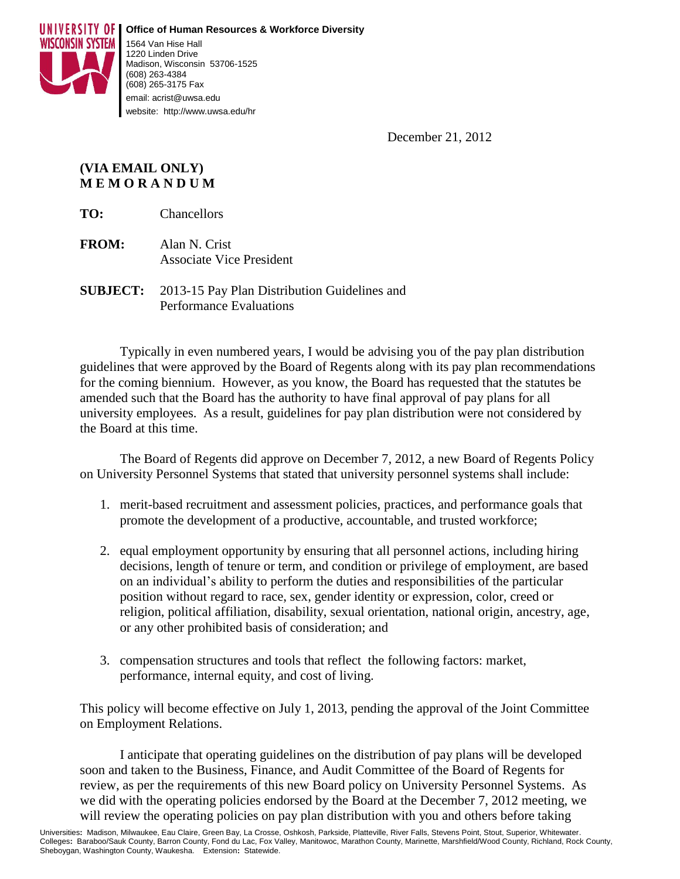**UNIVERSITY OF WISCONSIN SYSTEM**

**Office of Human Resources & Workforce Diversity**
1564 Van Hise Hall
1220 Linden Drive
Madison, Wisconsin 53706-1525
(608) 263-4384
(608) 265-3175 Fax
email: acrist@uwsa.edu
website: http://www.uwsa.edu/hr

December 21, 2012

**(VIA EMAIL ONLY)**
**M E M O R A N D U M**

**TO:** Chancellors

**FROM:** Alan N. Crist
Associate Vice President

**SUBJECT:** 2013-15 Pay Plan Distribution Guidelines and Performance Evaluations

Typically in even numbered years, I would be advising you of the pay plan distribution guidelines that were approved by the Board of Regents along with its pay plan recommendations for the coming biennium. However, as you know, the Board has requested that the statutes be amended such that the Board has the authority to have final approval of pay plans for all university employees. As a result, guidelines for pay plan distribution were not considered by the Board at this time.

The Board of Regents did approve on December 7, 2012, a new Board of Regents Policy on University Personnel Systems that stated that university personnel systems shall include:

1. merit-based recruitment and assessment policies, practices, and performance goals that promote the development of a productive, accountable, and trusted workforce;
2. equal employment opportunity by ensuring that all personnel actions, including hiring decisions, length of tenure or term, and condition or privilege of employment, are based on an individual's ability to perform the duties and responsibilities of the particular position without regard to race, sex, gender identity or expression, color, creed or religion, political affiliation, disability, sexual orientation, national origin, ancestry, age, or any other prohibited basis of consideration; and
3. compensation structures and tools that reflect the following factors: market, performance, internal equity, and cost of living.

This policy will become effective on July 1, 2013, pending the approval of the Joint Committee on Employment Relations.

I anticipate that operating guidelines on the distribution of pay plans will be developed soon and taken to the Business, Finance, and Audit Committee of the Board of Regents for review, as per the requirements of this new Board policy on University Personnel Systems. As we did with the operating policies endorsed by the Board at the December 7, 2012 meeting, we will review the operating policies on pay plan distribution with you and others before taking

Universities: Madison, Milwaukee, Eau Claire, Green Bay, La Crosse, Oshkosh, Parkside, Platteville, River Falls, Stevens Point, Stout, Superior, Whitewater.
Colleges: Baraboo/Sauk County, Barron County, Fond du Lac, Fox Valley, Manitowoc, Marathon County, Marinette, Marshfield/Wood County, Richland, Rock County, Sheboygan, Washington County, Waukesha. Extension: Statewide.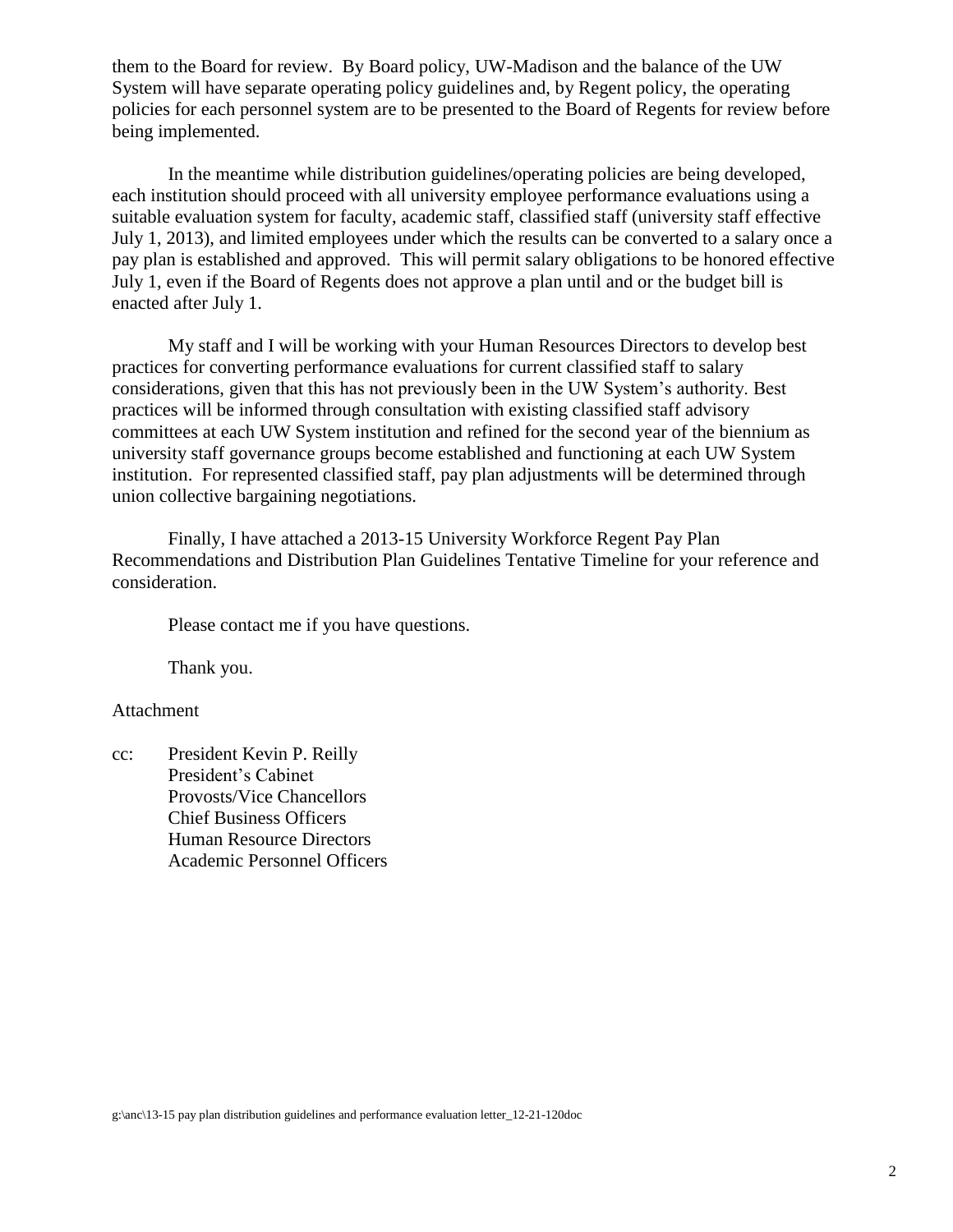them to the Board for review. By Board policy, UW-Madison and the balance of the UW System will have separate operating policy guidelines and, by Regent policy, the operating policies for each personnel system are to be presented to the Board of Regents for review before being implemented.

In the meantime while distribution guidelines/operating policies are being developed, each institution should proceed with all university employee performance evaluations using a suitable evaluation system for faculty, academic staff, classified staff (university staff effective July 1, 2013), and limited employees under which the results can be converted to a salary once a pay plan is established and approved. This will permit salary obligations to be honored effective July 1, even if the Board of Regents does not approve a plan until and or the budget bill is enacted after July 1.

My staff and I will be working with your Human Resources Directors to develop best practices for converting performance evaluations for current classified staff to salary considerations, given that this has not previously been in the UW System's authority. Best practices will be informed through consultation with existing classified staff advisory committees at each UW System institution and refined for the second year of the biennium as university staff governance groups become established and functioning at each UW System institution. For represented classified staff, pay plan adjustments will be determined through union collective bargaining negotiations.

Finally, I have attached a 2013-15 University Workforce Regent Pay Plan Recommendations and Distribution Plan Guidelines Tentative Timeline for your reference and consideration.

Please contact me if you have questions.

Thank you.

Attachment

cc: President Kevin P. Reilly
President's Cabinet
Provosts/Vice Chancellors
Chief Business Officers
Human Resource Directors
Academic Personnel Officers

g:\anc\13-15 pay plan distribution guidelines and performance evaluation letter_12-21-120doc